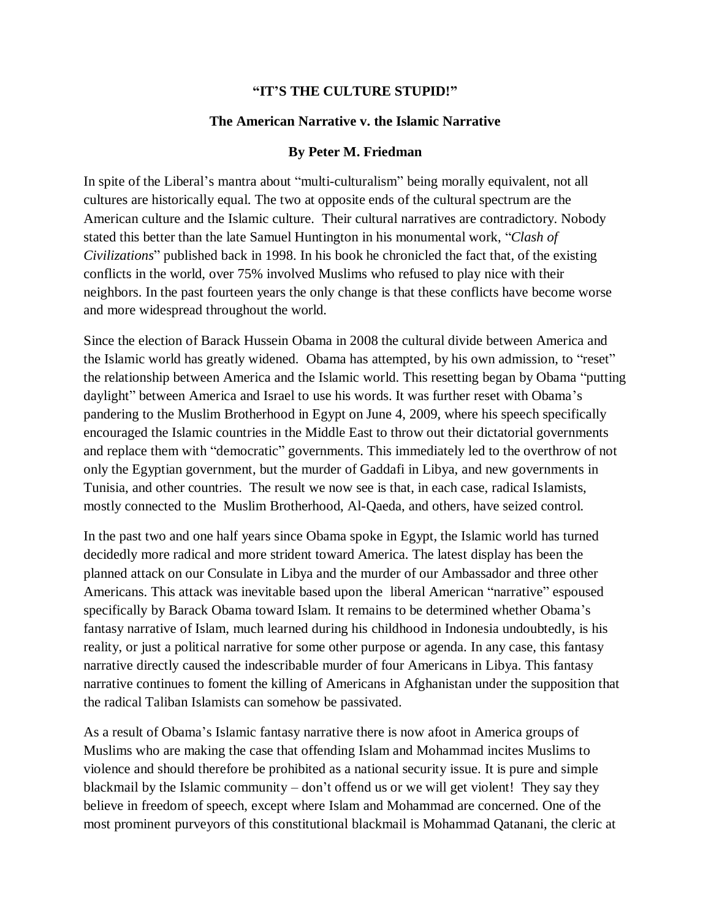# "IT'S THE CULTURE STUPID!"

## The American Narrative v. the Islamic Narrative

### By Peter M. Friedman

In spite of the Liberal's mantra about "multi-culturalism" being morally equivalent, not all cultures are historically equal. The two at opposite ends of the cultural spectrum are the American culture and the Islamic culture. Their cultural narratives are contradictory. Nobody stated this better than the late Samuel Huntington in his monumental work, "*Clash of Civilizations*" published back in 1998. In his book he chronicled the fact that, of the existing conflicts in the world, over 75% involved Muslims who refused to play nice with their neighbors. In the past fourteen years the only change is that these conflicts have become worse and more widespread throughout the world.

Since the election of Barack Hussein Obama in 2008 the cultural divide between America and the Islamic world has greatly widened. Obama has attempted, by his own admission, to "reset" the relationship between America and the Islamic world. This resetting began by Obama "putting daylight" between America and Israel to use his words. It was further reset with Obama's pandering to the Muslim Brotherhood in Egypt on June 4, 2009, where his speech specifically encouraged the Islamic countries in the Middle East to throw out their dictatorial governments and replace them with "democratic" governments. This immediately led to the overthrow of not only the Egyptian government, but the murder of Gaddafi in Libya, and new governments in Tunisia, and other countries. The result we now see is that, in each case, radical Islamists, mostly connected to the Muslim Brotherhood, Al-Qaeda, and others, have seized control.

In the past two and one half years since Obama spoke in Egypt, the Islamic world has turned decidedly more radical and more strident toward America. The latest display has been the planned attack on our Consulate in Libya and the murder of our Ambassador and three other Americans. This attack was inevitable based upon the liberal American "narrative" espoused specifically by Barack Obama toward Islam. It remains to be determined whether Obama's fantasy narrative of Islam, much learned during his childhood in Indonesia undoubtedly, is his reality, or just a political narrative for some other purpose or agenda. In any case, this fantasy narrative directly caused the indescribable murder of four Americans in Libya. This fantasy narrative continues to foment the killing of Americans in Afghanistan under the supposition that the radical Taliban Islamists can somehow be passivated.

As a result of Obama's Islamic fantasy narrative there is now afoot in America groups of Muslims who are making the case that offending Islam and Mohammad incites Muslims to violence and should therefore be prohibited as a national security issue. It is pure and simple blackmail by the Islamic community – don't offend us or we will get violent! They say they believe in freedom of speech, except where Islam and Mohammad are concerned. One of the most prominent purveyors of this constitutional blackmail is Mohammad Qatanani, the cleric at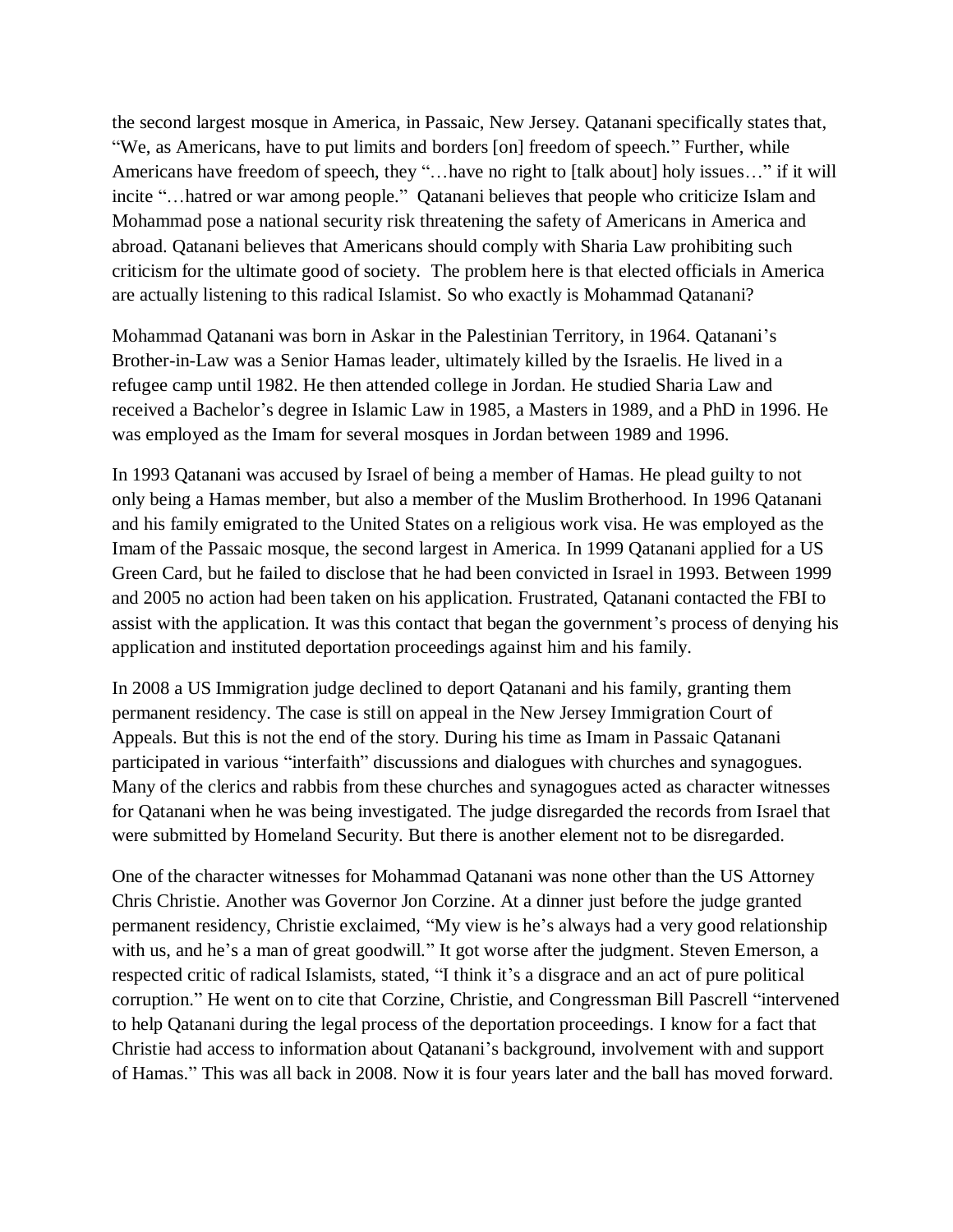the second largest mosque in America, in Passaic, New Jersey. Qatanani specifically states that, "We, as Americans, have to put limits and borders [on] freedom of speech." Further, while Americans have freedom of speech, they "…have no right to [talk about] holy issues…" if it will incite "…hatred or war among people." Qatanani believes that people who criticize Islam and Mohammad pose a national security risk threatening the safety of Americans in America and abroad. Qatanani believes that Americans should comply with Sharia Law prohibiting such criticism for the ultimate good of society. The problem here is that elected officials in America are actually listening to this radical Islamist. So who exactly is Mohammad Qatanani?

Mohammad Qatanani was born in Askar in the Palestinian Territory, in 1964. Qatanani's Brother-in-Law was a Senior Hamas leader, ultimately killed by the Israelis. He lived in a refugee camp until 1982. He then attended college in Jordan. He studied Sharia Law and received a Bachelor's degree in Islamic Law in 1985, a Masters in 1989, and a PhD in 1996. He was employed as the Imam for several mosques in Jordan between 1989 and 1996.

In 1993 Qatanani was accused by Israel of being a member of Hamas. He plead guilty to not only being a Hamas member, but also a member of the Muslim Brotherhood. In 1996 Qatanani and his family emigrated to the United States on a religious work visa. He was employed as the Imam of the Passaic mosque, the second largest in America. In 1999 Qatanani applied for a US Green Card, but he failed to disclose that he had been convicted in Israel in 1993. Between 1999 and 2005 no action had been taken on his application. Frustrated, Qatanani contacted the FBI to assist with the application. It was this contact that began the government's process of denying his application and instituted deportation proceedings against him and his family.

In 2008 a US Immigration judge declined to deport Qatanani and his family, granting them permanent residency. The case is still on appeal in the New Jersey Immigration Court of Appeals. But this is not the end of the story. During his time as Imam in Passaic Qatanani participated in various "interfaith" discussions and dialogues with churches and synagogues. Many of the clerics and rabbis from these churches and synagogues acted as character witnesses for Qatanani when he was being investigated. The judge disregarded the records from Israel that were submitted by Homeland Security. But there is another element not to be disregarded.

One of the character witnesses for Mohammad Qatanani was none other than the US Attorney Chris Christie. Another was Governor Jon Corzine. At a dinner just before the judge granted permanent residency, Christie exclaimed, "My view is he's always had a very good relationship with us, and he's a man of great goodwill." It got worse after the judgment. Steven Emerson, a respected critic of radical Islamists, stated, "I think it's a disgrace and an act of pure political corruption." He went on to cite that Corzine, Christie, and Congressman Bill Pascrell "intervened to help Qatanani during the legal process of the deportation proceedings. I know for a fact that Christie had access to information about Qatanani's background, involvement with and support of Hamas." This was all back in 2008. Now it is four years later and the ball has moved forward.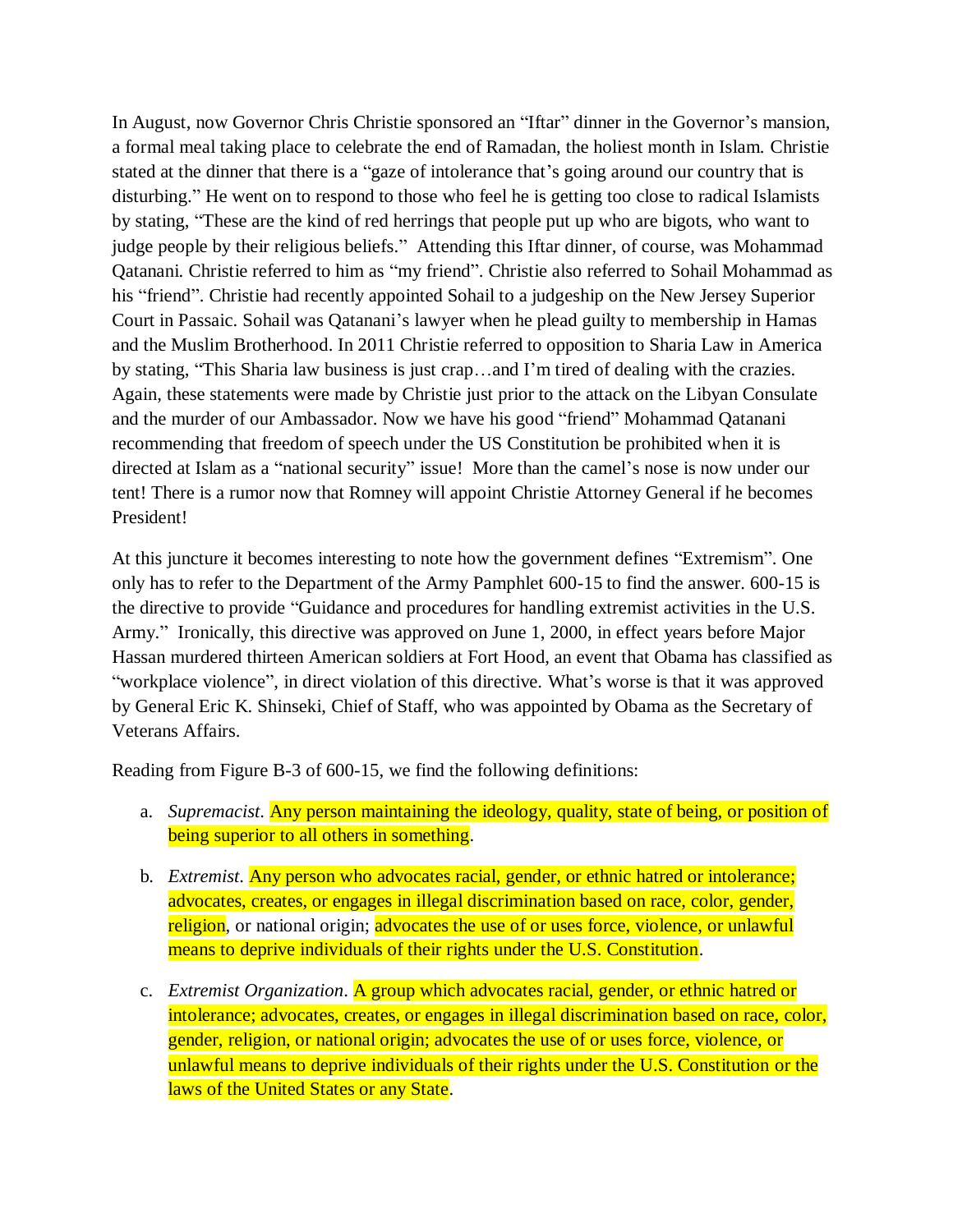In August, now Governor Chris Christie sponsored an "Iftar" dinner in the Governor's mansion, a formal meal taking place to celebrate the end of Ramadan, the holiest month in Islam. Christie stated at the dinner that there is a "gaze of intolerance that's going around our country that is disturbing." He went on to respond to those who feel he is getting too close to radical Islamists by stating, "These are the kind of red herrings that people put up who are bigots, who want to judge people by their religious beliefs." Attending this Iftar dinner, of course, was Mohammad Qatanani. Christie referred to him as "my friend". Christie also referred to Sohail Mohammad as his "friend". Christie had recently appointed Sohail to a judgeship on the New Jersey Superior Court in Passaic. Sohail was Qatanani's lawyer when he plead guilty to membership in Hamas and the Muslim Brotherhood. In 2011 Christie referred to opposition to Sharia Law in America by stating, "This Sharia law business is just crap…and I'm tired of dealing with the crazies. Again, these statements were made by Christie just prior to the attack on the Libyan Consulate and the murder of our Ambassador. Now we have his good "friend" Mohammad Qatanani recommending that freedom of speech under the US Constitution be prohibited when it is directed at Islam as a "national security" issue! More than the camel's nose is now under our tent! There is a rumor now that Romney will appoint Christie Attorney General if he becomes President!

At this juncture it becomes interesting to note how the government defines "Extremism". One only has to refer to the Department of the Army Pamphlet 600-15 to find the answer. 600-15 is the directive to provide "Guidance and procedures for handling extremist activities in the U.S. Army." Ironically, this directive was approved on June 1, 2000, in effect years before Major Hassan murdered thirteen American soldiers at Fort Hood, an event that Obama has classified as "workplace violence", in direct violation of this directive. What's worse is that it was approved by General Eric K. Shinseki, Chief of Staff, who was appointed by Obama as the Secretary of Veterans Affairs.

Reading from Figure B-3 of 600-15, we find the following definitions:

a. *Supremacist*. Any person maintaining the ideology, quality, state of being, or position of being superior to all others in something.

b. *Extremist*. Any person who advocates racial, gender, or ethnic hatred or intolerance; advocates, creates, or engages in illegal discrimination based on race, color, gender, religion, or national origin; advocates the use of or uses force, violence, or unlawful means to deprive individuals of their rights under the U.S. Constitution.

c. *Extremist Organization*. A group which advocates racial, gender, or ethnic hatred or intolerance; advocates, creates, or engages in illegal discrimination based on race, color, gender, religion, or national origin; advocates the use of or uses force, violence, or unlawful means to deprive individuals of their rights under the U.S. Constitution or the laws of the United States or any State.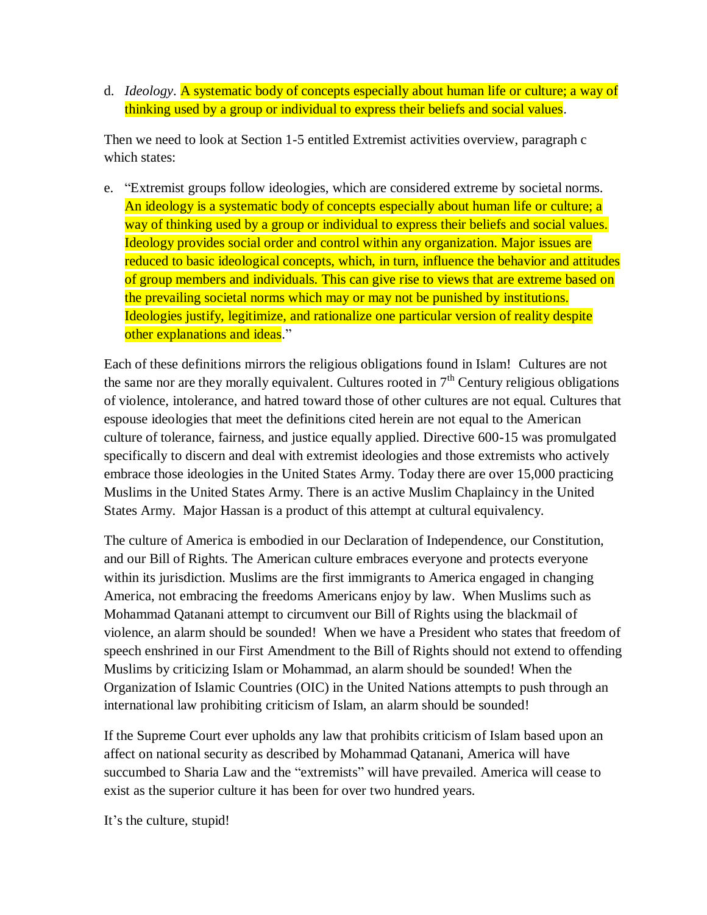d. *Ideology*. A systematic body of concepts especially about human life or culture; a way of thinking used by a group or individual to express their beliefs and social values.

Then we need to look at Section 1-5 entitled Extremist activities overview, paragraph c which states:

e. "Extremist groups follow ideologies, which are considered extreme by societal norms. An ideology is a systematic body of concepts especially about human life or culture; a way of thinking used by a group or individual to express their beliefs and social values. Ideology provides social order and control within any organization. Major issues are reduced to basic ideological concepts, which, in turn, influence the behavior and attitudes of group members and individuals. This can give rise to views that are extreme based on the prevailing societal norms which may or may not be punished by institutions. Ideologies justify, legitimize, and rationalize one particular version of reality despite other explanations and ideas."

Each of these definitions mirrors the religious obligations found in Islam! Cultures are not the same nor are they morally equivalent. Cultures rooted in 7th Century religious obligations of violence, intolerance, and hatred toward those of other cultures are not equal. Cultures that espouse ideologies that meet the definitions cited herein are not equal to the American culture of tolerance, fairness, and justice equally applied. Directive 600-15 was promulgated specifically to discern and deal with extremist ideologies and those extremists who actively embrace those ideologies in the United States Army. Today there are over 15,000 practicing Muslims in the United States Army. There is an active Muslim Chaplaincy in the United States Army. Major Hassan is a product of this attempt at cultural equivalency.

The culture of America is embodied in our Declaration of Independence, our Constitution, and our Bill of Rights. The American culture embraces everyone and protects everyone within its jurisdiction. Muslims are the first immigrants to America engaged in changing America, not embracing the freedoms Americans enjoy by law. When Muslims such as Mohammad Qatanani attempt to circumvent our Bill of Rights using the blackmail of violence, an alarm should be sounded! When we have a President who states that freedom of speech enshrined in our First Amendment to the Bill of Rights should not extend to offending Muslims by criticizing Islam or Mohammad, an alarm should be sounded! When the Organization of Islamic Countries (OIC) in the United Nations attempts to push through an international law prohibiting criticism of Islam, an alarm should be sounded!

If the Supreme Court ever upholds any law that prohibits criticism of Islam based upon an affect on national security as described by Mohammad Qatanani, America will have succumbed to Sharia Law and the "extremists" will have prevailed. America will cease to exist as the superior culture it has been for over two hundred years.

It's the culture, stupid!